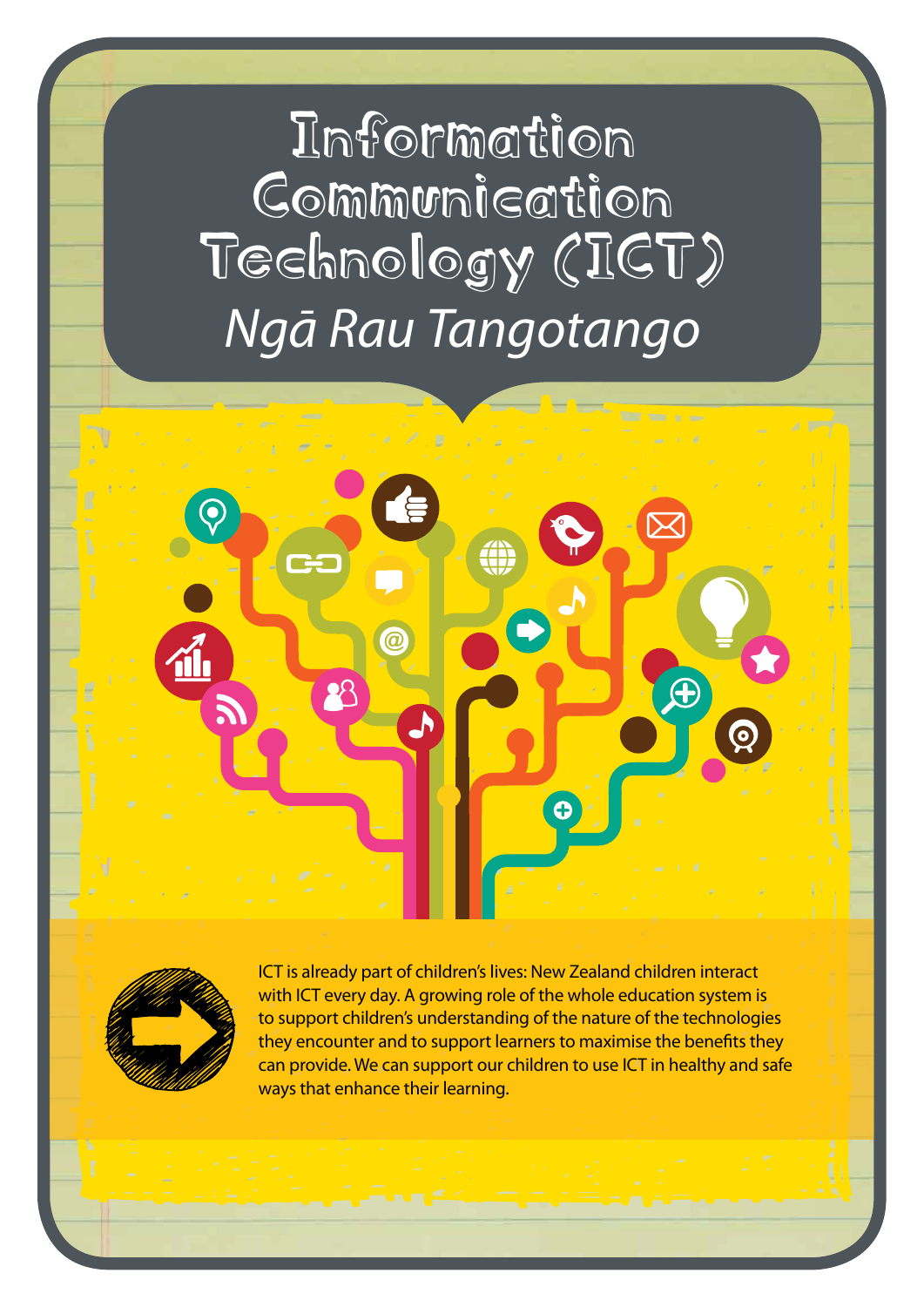# Information Communication Technology (ICT)

## *Ngā Rau Tangotango*

ICT is already part of children's lives: New Zealand children interact with ICT every day. A growing role of the whole education system is to support children's understanding of the nature of the technologies they encounter and to support learners to maximise the benefits they can provide. We can support our children to use ICT in healthy and safe ways that enhance their learning.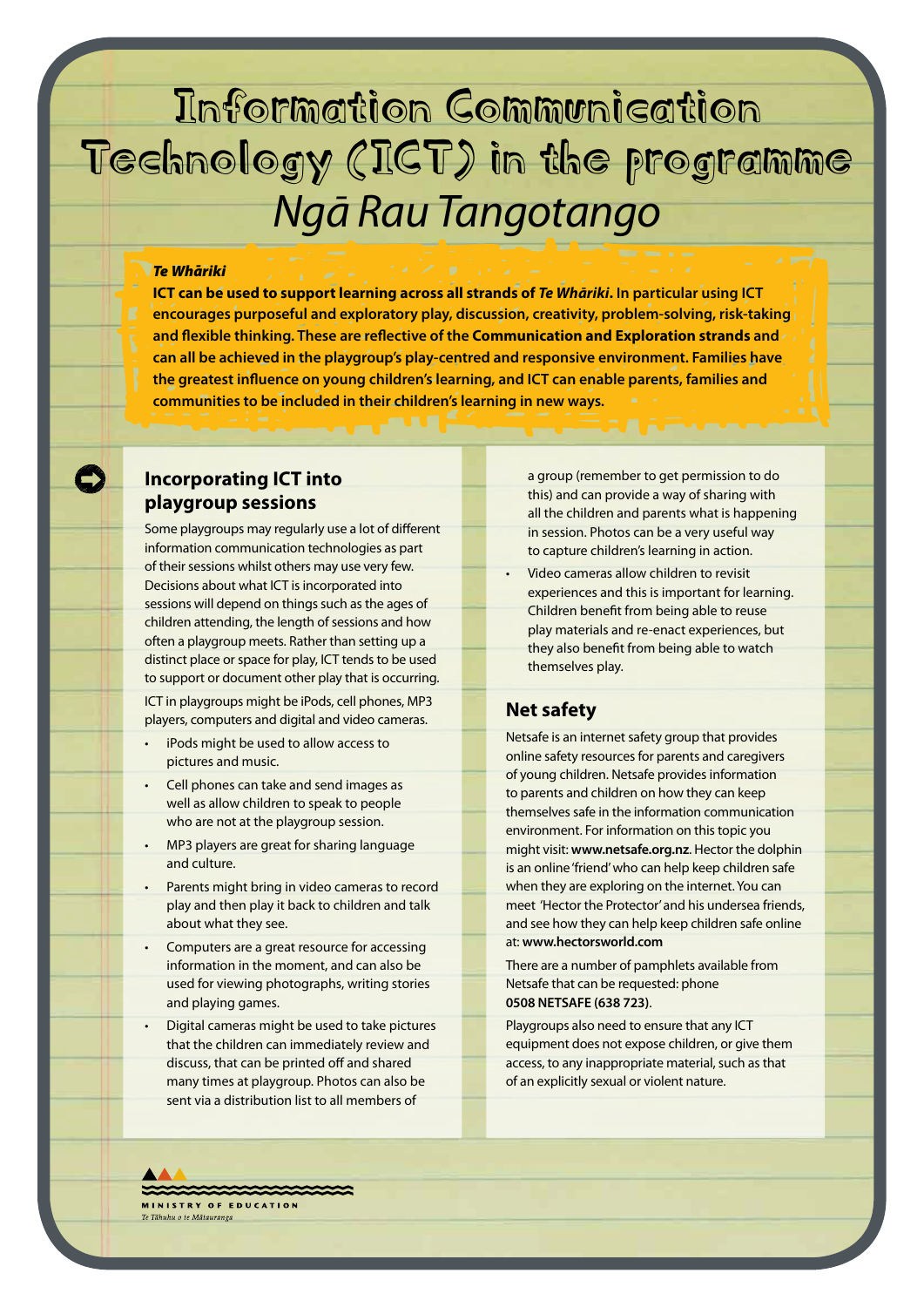# Information Communication Technology (ICT) in the programme *Ngā Rau Tangotango*

***Te Whāriki***

**ICT can be used to support learning across all strands of *Te Whāriki*. In particular using ICT encourages purposeful and exploratory play, discussion, creativity, problem-solving, risk-taking and flexible thinking. These are reflective of the Communication and Exploration strands and can all be achieved in the playgroup's play-centred and responsive environment. Families have the greatest influence on young children's learning, and ICT can enable parents, families and communities to be included in their children's learning in new ways.**

## Incorporating ICT into playgroup sessions

Some playgroups may regularly use a lot of different information communication technologies as part of their sessions whilst others may use very few. Decisions about what ICT is incorporated into sessions will depend on things such as the ages of children attending, the length of sessions and how often a playgroup meets. Rather than setting up a distinct place or space for play, ICT tends to be used to support or document other play that is occurring.

ICT in playgroups might be iPods, cell phones, MP3 players, computers and digital and video cameras.

- iPods might be used to allow access to pictures and music.
- Cell phones can take and send images as well as allow children to speak to people who are not at the playgroup session.
- MP3 players are great for sharing language and culture.
- Parents might bring in video cameras to record play and then play it back to children and talk about what they see.
- Computers are a great resource for accessing information in the moment, and can also be used for viewing photographs, writing stories and playing games.
- Digital cameras might be used to take pictures that the children can immediately review and discuss, that can be printed off and shared many times at playgroup. Photos can also be sent via a distribution list to all members of a group (remember to get permission to do this) and can provide a way of sharing with all the children and parents what is happening in session. Photos can be a very useful way to capture children's learning in action.
- Video cameras allow children to revisit experiences and this is important for learning. Children benefit from being able to reuse play materials and re-enact experiences, but they also benefit from being able to watch themselves play.

## Net safety

Netsafe is an internet safety group that provides online safety resources for parents and caregivers of young children. Netsafe provides information to parents and children on how they can keep themselves safe in the information communication environment. For information on this topic you might visit: **www.netsafe.org.nz**. Hector the dolphin is an online 'friend' who can help keep children safe when they are exploring on the internet. You can meet 'Hector the Protector' and his undersea friends, and see how they can help keep children safe online at: **www.hectorsworld.com**

There are a number of pamphlets available from Netsafe that can be requested: phone **0508 NETSAFE (638 723)**.

Playgroups also need to ensure that any ICT equipment does not expose children, or give them access, to any inappropriate material, such as that of an explicitly sexual or violent nature.

MINISTRY OF EDUCATION
*Te Tāhuhu o te Mātauranga*